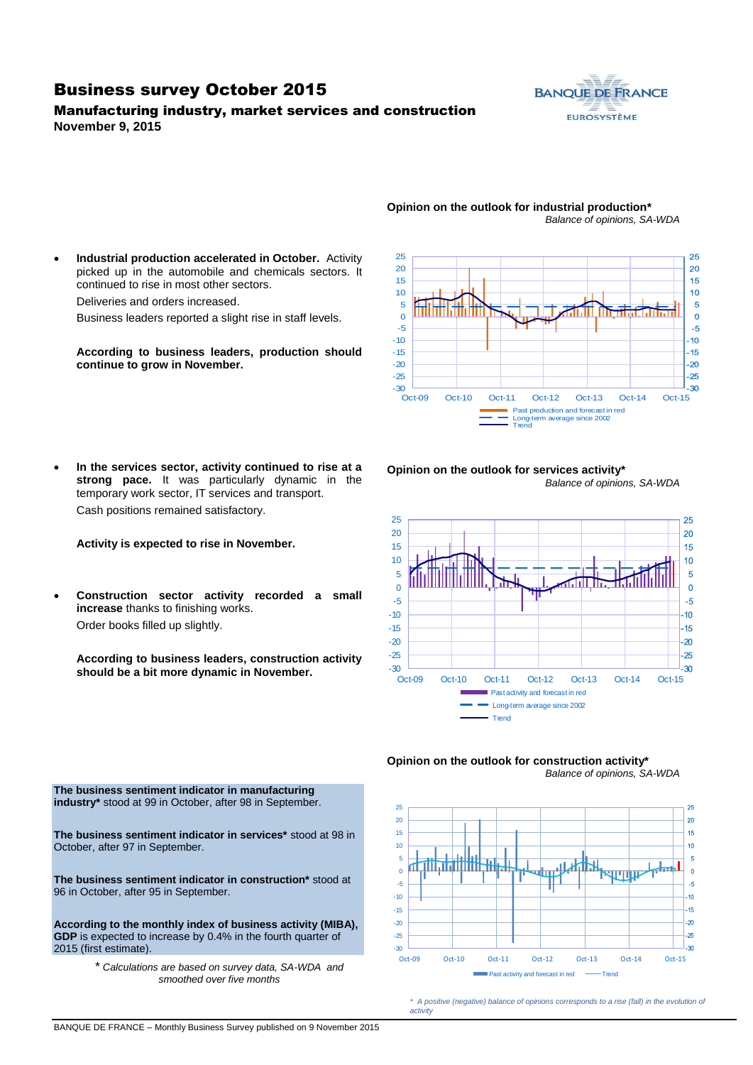# Business survey October 2015

### Manufacturing industry, market services and construction

**November 9, 2015**

- **Industrial production accelerated in October.** Activity picked up in the automobile and chemicals sectors. It continued to rise in most other sectors.

  Deliveries and orders increased.

  Business leaders reported a slight rise in staff levels.

  **According to business leaders, production should continue to grow in November.**

**Opinion on the outlook for industrial production***

*Balance of opinions, SA-WDA*

25
20
15
10
5
0
-5
-10
-15
-20
-25
-30

Oct-09 Oct-10 Oct-11 Oct-12 Oct-13 Oct-14 Oct-15

Past production and forecast in red
Long-term average since 2002
Trend

- **In the services sector, activity continued to rise at a strong pace.** It was particularly dynamic in the temporary work sector, IT services and transport.

  Cash positions remained satisfactory.

  **Activity is expected to rise in November.**

**Opinion on the outlook for services activity***

*Balance of opinions, SA-WDA*

25
20
15
10
5
0
-5
-10
-15
-20
-25
-30

Oct-09 Oct-10 Oct-11 Oct-12 Oct-13 Oct-14 Oct-15

Past activity and forecast in red
Long-term average since 2002
Trend

- **Construction sector activity recorded a small increase** thanks to finishing works.

  Order books filled up slightly.

  **According to business leaders, construction activity should be a bit more dynamic in November.**

**Opinion on the outlook for construction activity***

*Balance of opinions, SA-WDA*

25
20
15
10
5
0
-5
-10
-15
-20
-25
-30

Oct-09 Oct-10 Oct-11 Oct-12 Oct-13 Oct-14 Oct-15

Past activity and forecast in red
Trend

**The business sentiment indicator in manufacturing industry*** stood at 99 in October, after 98 in September.

**The business sentiment indicator in services*** stood at 98 in October, after 97 in September.

**The business sentiment indicator in construction*** stood at 96 in October, after 95 in September.

**According to the monthly index of business activity (MIBA), GDP** is expected to increase by 0.4% in the fourth quarter of 2015 (first estimate).

\* *Calculations are based on survey data, SA-WDA and smoothed over five months*

\* *A positive (negative) balance of opinions corresponds to a rise (fall) in the evolution of activity*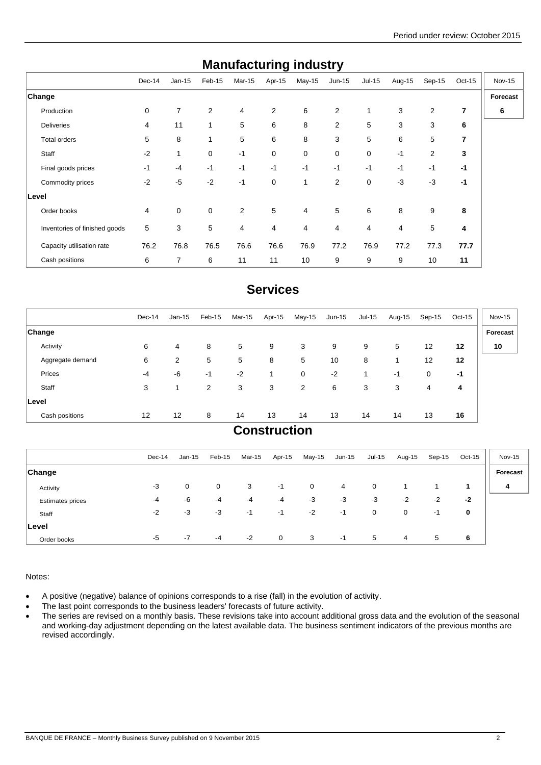Period under review: October 2015

## Manufacturing industry

| | Dec-14 | Jan-15 | Feb-15 | Mar-15 | Apr-15 | May-15 | Jun-15 | Jul-15 | Aug-15 | Sep-15 | Oct-15 | Nov-15 |
|---|---|---|---|---|---|---|---|---|---|---|---|---|
| **Change** | | | | | | | | | | | | **Forecast** |
| Production | 0 | 7 | 2 | 4 | 2 | 6 | 2 | 1 | 3 | 2 | **7** | **6** |
| Deliveries | 4 | 11 | 1 | 5 | 6 | 8 | 2 | 5 | 3 | 3 | **6** | |
| Total orders | 5 | 8 | 1 | 5 | 6 | 8 | 3 | 5 | 6 | 5 | **7** | |
| Staff | -2 | 1 | 0 | -1 | 0 | 0 | 0 | 0 | -1 | 2 | **3** | |
| Final goods prices | -1 | -4 | -1 | -1 | -1 | -1 | -1 | -1 | -1 | -1 | **-1** | |
| Commodity prices | -2 | -5 | -2 | -1 | 0 | 1 | 2 | 0 | -3 | -3 | **-1** | |
| **Level** | | | | | | | | | | | | |
| Order books | 4 | 0 | 0 | 2 | 5 | 4 | 5 | 6 | 8 | 9 | **8** | |
| Inventories of finished goods | 5 | 3 | 5 | 4 | 4 | 4 | 4 | 4 | 4 | 5 | **4** | |
| Capacity utilisation rate | 76.2 | 76.8 | 76.5 | 76.6 | 76.6 | 76.9 | 77.2 | 76.9 | 77.2 | 77.3 | **77.7** | |
| Cash positions | 6 | 7 | 6 | 11 | 11 | 10 | 9 | 9 | 9 | 10 | **11** | |

## Services

| | Dec-14 | Jan-15 | Feb-15 | Mar-15 | Apr-15 | May-15 | Jun-15 | Jul-15 | Aug-15 | Sep-15 | Oct-15 | Nov-15 |
|---|---|---|---|---|---|---|---|---|---|---|---|---|
| **Change** | | | | | | | | | | | | **Forecast** |
| Activity | 6 | 4 | 8 | 5 | 9 | 3 | 9 | 9 | 5 | 12 | **12** | **10** |
| Aggregate demand | 6 | 2 | 5 | 5 | 8 | 5 | 10 | 8 | 1 | 12 | **12** | |
| Prices | -4 | -6 | -1 | -2 | 1 | 0 | -2 | 1 | -1 | 0 | **-1** | |
| Staff | 3 | 1 | 2 | 3 | 3 | 2 | 6 | 3 | 3 | 4 | **4** | |
| **Level** | | | | | | | | | | | | |
| Cash positions | 12 | 12 | 8 | 14 | 13 | 14 | 13 | 14 | 14 | 13 | **16** | |

## Construction

| | Dec-14 | Jan-15 | Feb-15 | Mar-15 | Apr-15 | May-15 | Jun-15 | Jul-15 | Aug-15 | Sep-15 | Oct-15 | Nov-15 |
|---|---|---|---|---|---|---|---|---|---|---|---|---|
| **Change** | | | | | | | | | | | | **Forecast** |
| Activity | -3 | 0 | 0 | 3 | -1 | 0 | 4 | 0 | 1 | 1 | **1** | **4** |
| Estimates prices | -4 | -6 | -4 | -4 | -4 | -3 | -3 | -3 | -2 | -2 | **-2** | |
| Staff | -2 | -3 | -3 | -1 | -1 | -2 | -1 | 0 | 0 | -1 | **0** | |
| **Level** | | | | | | | | | | | | |
| Order books | -5 | -7 | -4 | -2 | 0 | 3 | -1 | 5 | 4 | 5 | **6** | |

Notes:

- A positive (negative) balance of opinions corresponds to a rise (fall) in the evolution of activity.
- The last point corresponds to the business leaders' forecasts of future activity.
- The series are revised on a monthly basis. These revisions take into account additional gross data and the evolution of the seasonal and working-day adjustment depending on the latest available data. The business sentiment indicators of the previous months are revised accordingly.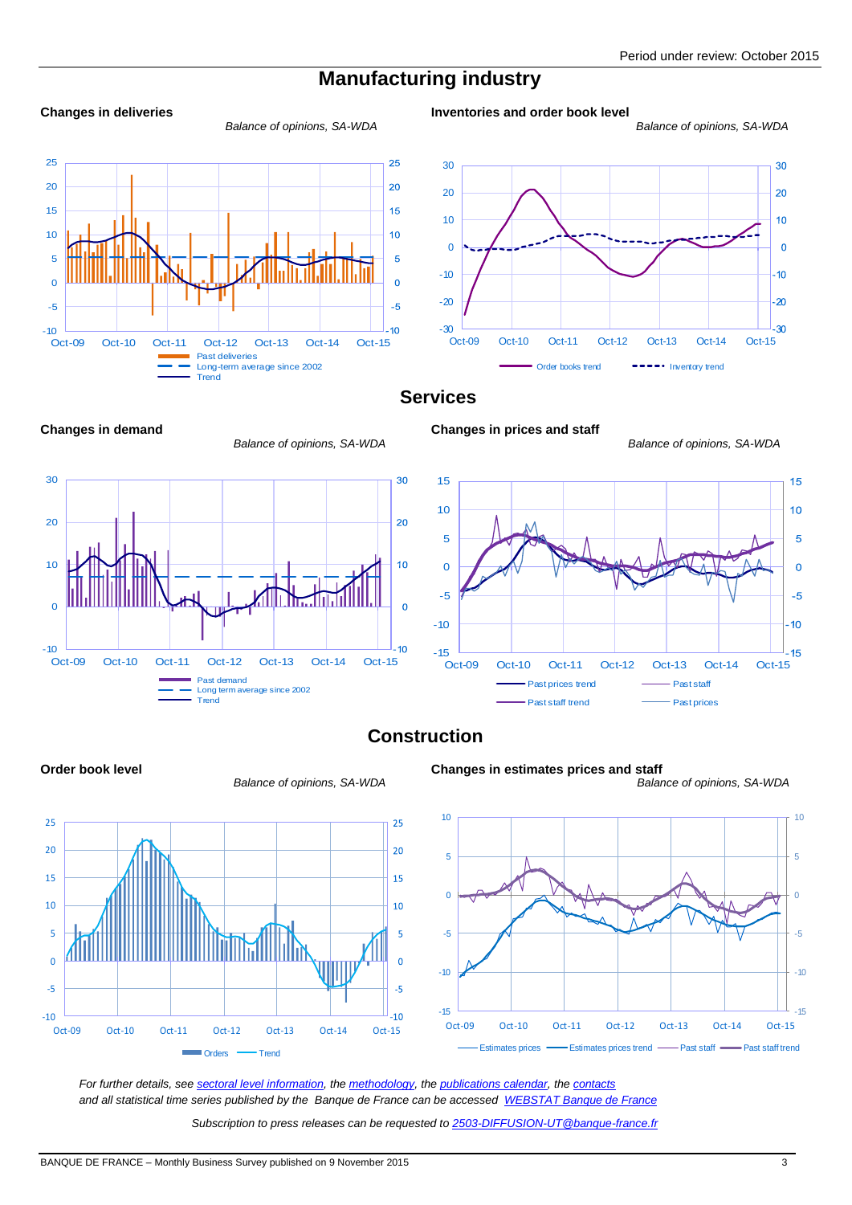Period under review: October 2015

# Manufacturing industry

**Changes in deliveries**

*Balance of opinions, SA-WDA*

25 20 15 10 5 0 -5 -10

Oct-09 Oct-10 Oct-11 Oct-12 Oct-13 Oct-14 Oct-15

Past deliveries
Long-term average since 2002
Trend

**Inventories and order book level**

*Balance of opinions, SA-WDA*

30 20 10 0 -10 -20 -30

Oct-09 Oct-10 Oct-11 Oct-12 Oct-13 Oct-14 Oct-15

Order books trend
Inventory trend

# Services

**Changes in demand**

*Balance of opinions, SA-WDA*

30 20 10 0 -10

Oct-09 Oct-10 Oct-11 Oct-12 Oct-13 Oct-14 Oct-15

Past demand
Long term average since 2002
Trend

**Changes in prices and staff**

*Balance of opinions, SA-WDA*

15 10 5 0 -5 -10 -15

Oct-09 Oct-10 Oct-11 Oct-12 Oct-13 Oct-14 Oct-15

Past prices trend
Past staff
Past staff trend
Past prices

# Construction

**Order book level**

*Balance of opinions, SA-WDA*

25 20 15 10 5 0 -5 -10

Oct-09 Oct-10 Oct-11 Oct-12 Oct-13 Oct-14 Oct-15

Orders
Trend

**Changes in estimates prices and staff**

*Balance of opinions, SA-WDA*

10 5 0 -5 -10 -15

Oct-09 Oct-10 Oct-11 Oct-12 Oct-13 Oct-14 Oct-15

Estimates prices
Estimates prices trend
Past staff
Past staff trend

*For further details, see sectoral level information, the methodology, the publications calendar, the contacts and all statistical time series published by the Banque de France can be accessed WEBSTAT Banque de France*

*Subscription to press releases can be requested to 2503-DIFFUSION-UT@banque-france.fr*

BANQUE DE FRANCE – Monthly Business Survey published on 9 November 2015